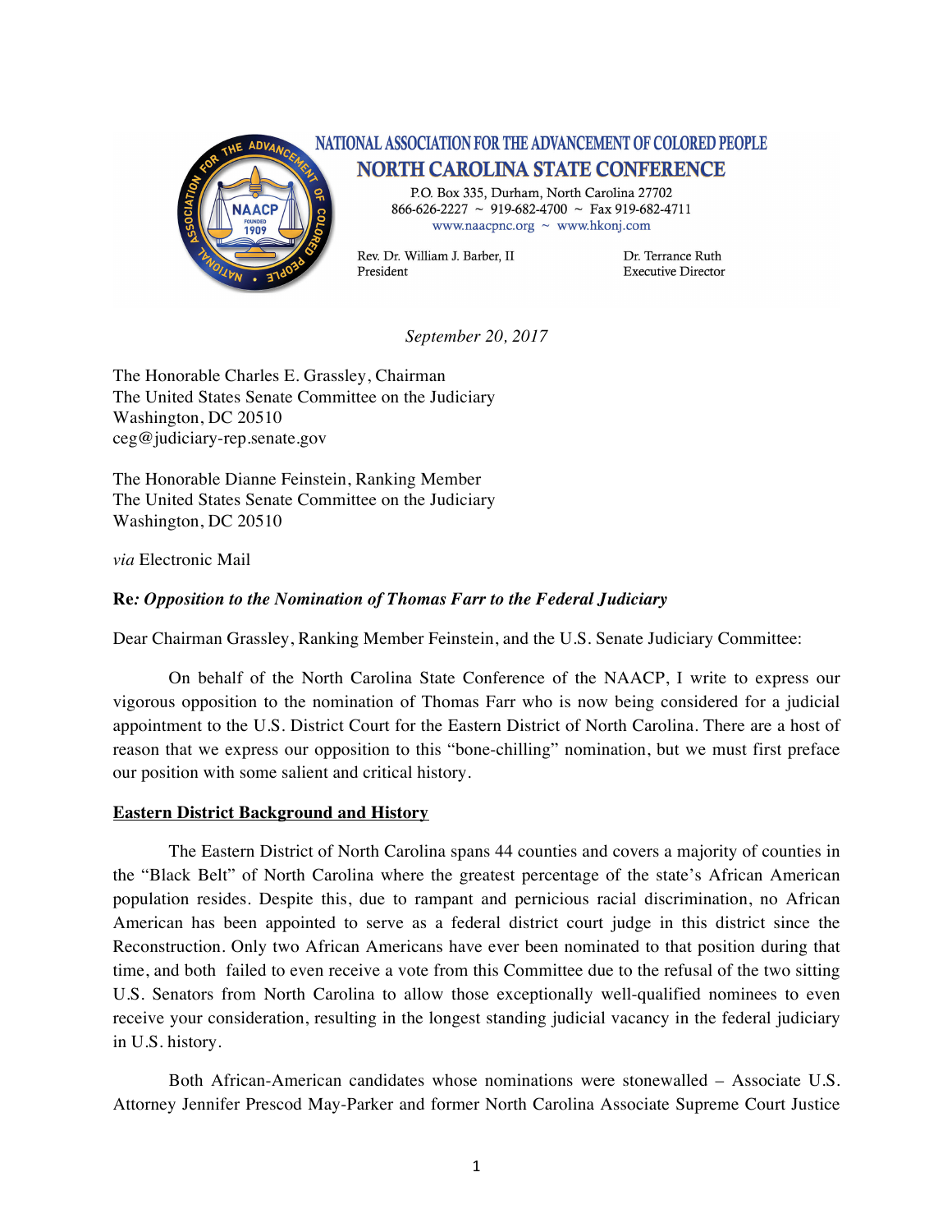NATIONAL ASSOCIATION FOR THE ADVANCEMENT OF COLORED PEOPLE
**NORTH CAROLINA STATE CONFERENCE**

P.O. Box 335, Durham, North Carolina 27702
866-626-2227 ~ 919-682-4700 ~ Fax 919-682-4711
www.naacpnc.org ~ www.hkonj.com

Rev. Dr. William J. Barber, II
President

Dr. Terrance Ruth
Executive Director

*September 20, 2017*

The Honorable Charles E. Grassley, Chairman
The United States Senate Committee on the Judiciary
Washington, DC 20510
ceg@judiciary-rep.senate.gov

The Honorable Dianne Feinstein, Ranking Member
The United States Senate Committee on the Judiciary
Washington, DC 20510

*via* Electronic Mail

**Re***: Opposition to the Nomination of Thomas Farr to the Federal Judiciary*

Dear Chairman Grassley, Ranking Member Feinstein, and the U.S. Senate Judiciary Committee:

On behalf of the North Carolina State Conference of the NAACP, I write to express our vigorous opposition to the nomination of Thomas Farr who is now being considered for a judicial appointment to the U.S. District Court for the Eastern District of North Carolina. There are a host of reason that we express our opposition to this "bone-chilling" nomination, but we must first preface our position with some salient and critical history.

**Eastern District Background and History**

The Eastern District of North Carolina spans 44 counties and covers a majority of counties in the "Black Belt" of North Carolina where the greatest percentage of the state's African American population resides. Despite this, due to rampant and pernicious racial discrimination, no African American has been appointed to serve as a federal district court judge in this district since the Reconstruction. Only two African Americans have ever been nominated to that position during that time, and both failed to even receive a vote from this Committee due to the refusal of the two sitting U.S. Senators from North Carolina to allow those exceptionally well-qualified nominees to even receive your consideration, resulting in the longest standing judicial vacancy in the federal judiciary in U.S. history.

Both African-American candidates whose nominations were stonewalled – Associate U.S. Attorney Jennifer Prescod May-Parker and former North Carolina Associate Supreme Court Justice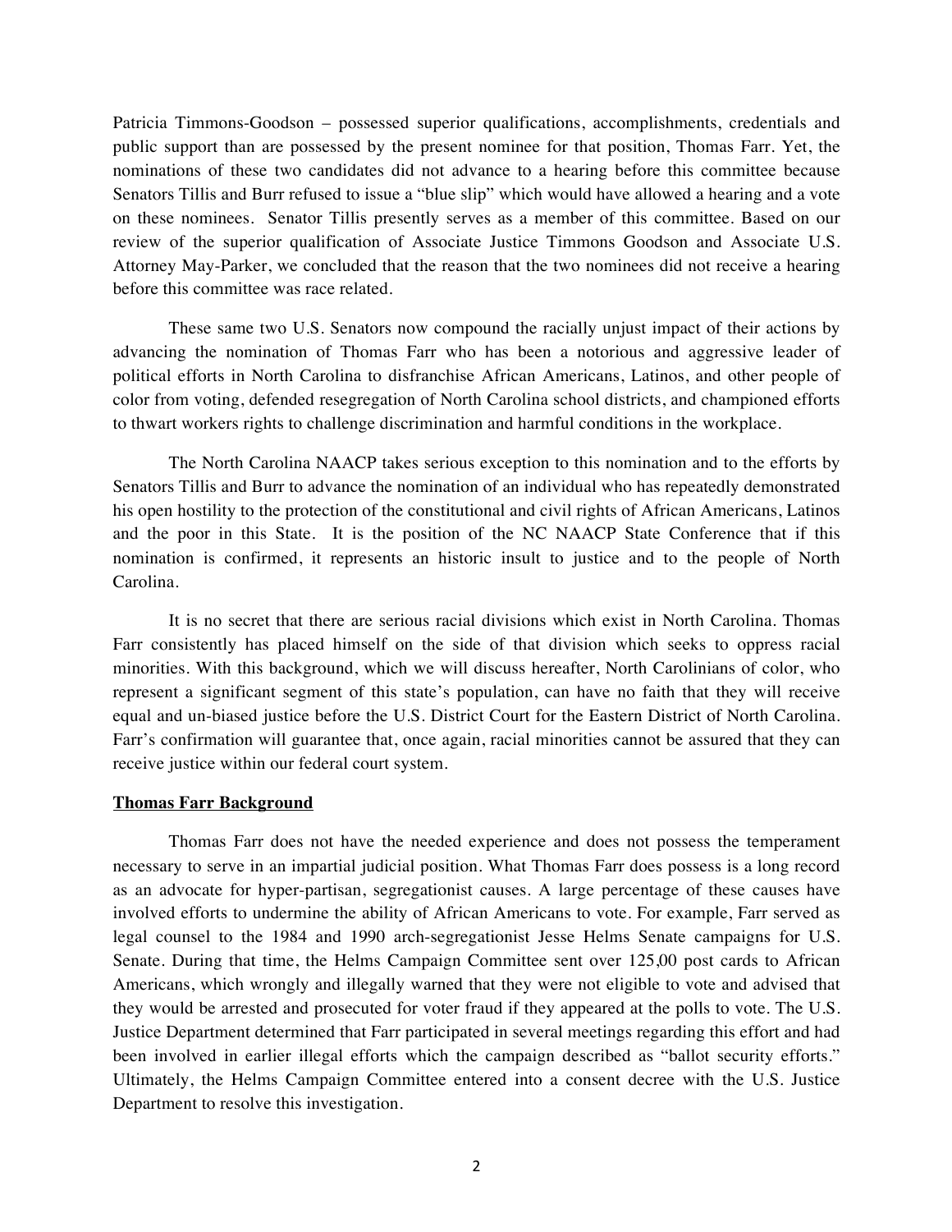Patricia Timmons-Goodson – possessed superior qualifications, accomplishments, credentials and public support than are possessed by the present nominee for that position, Thomas Farr. Yet, the nominations of these two candidates did not advance to a hearing before this committee because Senators Tillis and Burr refused to issue a "blue slip" which would have allowed a hearing and a vote on these nominees. Senator Tillis presently serves as a member of this committee. Based on our review of the superior qualification of Associate Justice Timmons Goodson and Associate U.S. Attorney May-Parker, we concluded that the reason that the two nominees did not receive a hearing before this committee was race related.

These same two U.S. Senators now compound the racially unjust impact of their actions by advancing the nomination of Thomas Farr who has been a notorious and aggressive leader of political efforts in North Carolina to disfranchise African Americans, Latinos, and other people of color from voting, defended resegregation of North Carolina school districts, and championed efforts to thwart workers rights to challenge discrimination and harmful conditions in the workplace.

The North Carolina NAACP takes serious exception to this nomination and to the efforts by Senators Tillis and Burr to advance the nomination of an individual who has repeatedly demonstrated his open hostility to the protection of the constitutional and civil rights of African Americans, Latinos and the poor in this State. It is the position of the NC NAACP State Conference that if this nomination is confirmed, it represents an historic insult to justice and to the people of North Carolina.

It is no secret that there are serious racial divisions which exist in North Carolina. Thomas Farr consistently has placed himself on the side of that division which seeks to oppress racial minorities. With this background, which we will discuss hereafter, North Carolinians of color, who represent a significant segment of this state's population, can have no faith that they will receive equal and un-biased justice before the U.S. District Court for the Eastern District of North Carolina. Farr's confirmation will guarantee that, once again, racial minorities cannot be assured that they can receive justice within our federal court system.

**Thomas Farr Background**

Thomas Farr does not have the needed experience and does not possess the temperament necessary to serve in an impartial judicial position. What Thomas Farr does possess is a long record as an advocate for hyper-partisan, segregationist causes. A large percentage of these causes have involved efforts to undermine the ability of African Americans to vote. For example, Farr served as legal counsel to the 1984 and 1990 arch-segregationist Jesse Helms Senate campaigns for U.S. Senate. During that time, the Helms Campaign Committee sent over 125,00 post cards to African Americans, which wrongly and illegally warned that they were not eligible to vote and advised that they would be arrested and prosecuted for voter fraud if they appeared at the polls to vote. The U.S. Justice Department determined that Farr participated in several meetings regarding this effort and had been involved in earlier illegal efforts which the campaign described as "ballot security efforts." Ultimately, the Helms Campaign Committee entered into a consent decree with the U.S. Justice Department to resolve this investigation.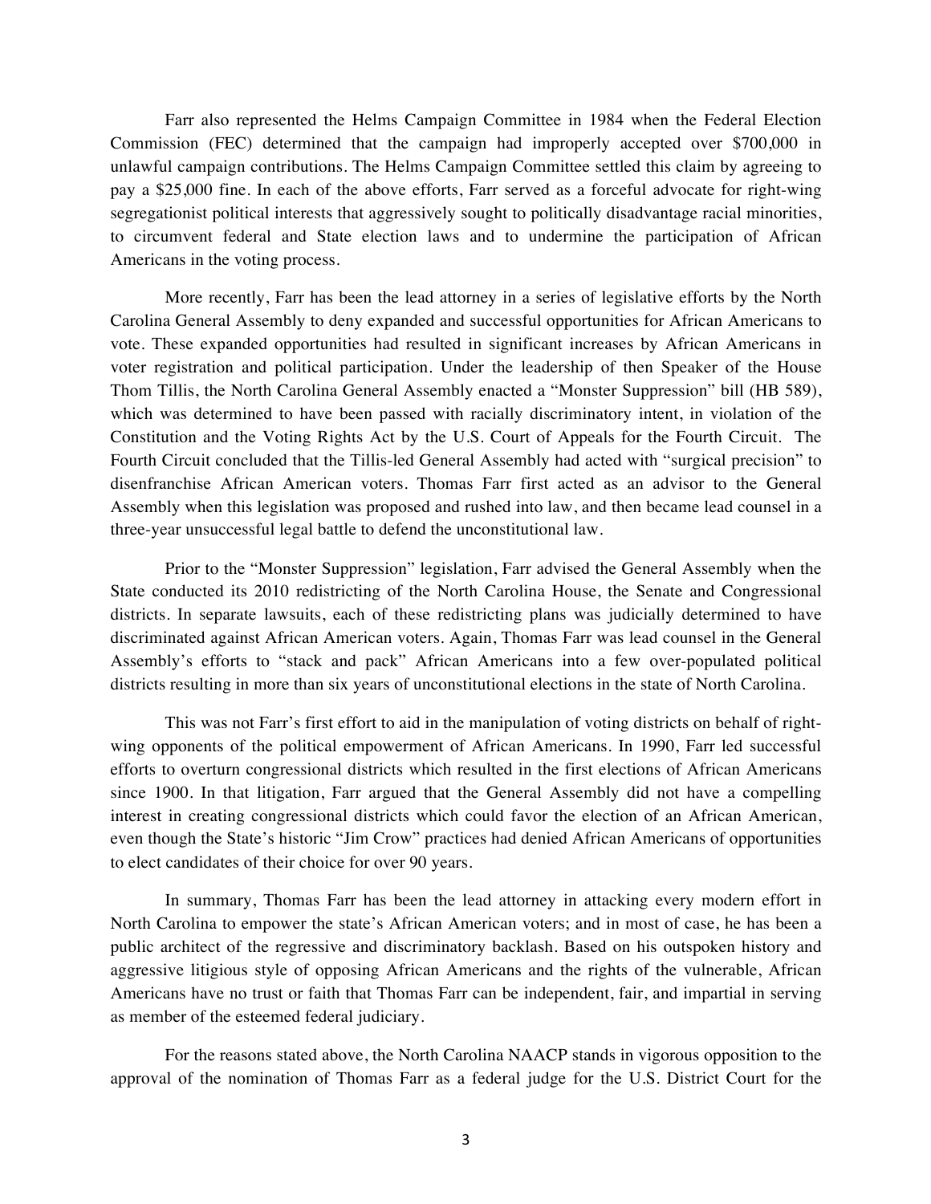Farr also represented the Helms Campaign Committee in 1984 when the Federal Election Commission (FEC) determined that the campaign had improperly accepted over $700,000 in unlawful campaign contributions. The Helms Campaign Committee settled this claim by agreeing to pay a $25,000 fine. In each of the above efforts, Farr served as a forceful advocate for right-wing segregationist political interests that aggressively sought to politically disadvantage racial minorities, to circumvent federal and State election laws and to undermine the participation of African Americans in the voting process.

More recently, Farr has been the lead attorney in a series of legislative efforts by the North Carolina General Assembly to deny expanded and successful opportunities for African Americans to vote. These expanded opportunities had resulted in significant increases by African Americans in voter registration and political participation. Under the leadership of then Speaker of the House Thom Tillis, the North Carolina General Assembly enacted a "Monster Suppression" bill (HB 589), which was determined to have been passed with racially discriminatory intent, in violation of the Constitution and the Voting Rights Act by the U.S. Court of Appeals for the Fourth Circuit. The Fourth Circuit concluded that the Tillis-led General Assembly had acted with "surgical precision" to disenfranchise African American voters. Thomas Farr first acted as an advisor to the General Assembly when this legislation was proposed and rushed into law, and then became lead counsel in a three-year unsuccessful legal battle to defend the unconstitutional law.

Prior to the "Monster Suppression" legislation, Farr advised the General Assembly when the State conducted its 2010 redistricting of the North Carolina House, the Senate and Congressional districts. In separate lawsuits, each of these redistricting plans was judicially determined to have discriminated against African American voters. Again, Thomas Farr was lead counsel in the General Assembly's efforts to "stack and pack" African Americans into a few over-populated political districts resulting in more than six years of unconstitutional elections in the state of North Carolina.

This was not Farr's first effort to aid in the manipulation of voting districts on behalf of right-wing opponents of the political empowerment of African Americans. In 1990, Farr led successful efforts to overturn congressional districts which resulted in the first elections of African Americans since 1900. In that litigation, Farr argued that the General Assembly did not have a compelling interest in creating congressional districts which could favor the election of an African American, even though the State's historic "Jim Crow" practices had denied African Americans of opportunities to elect candidates of their choice for over 90 years.

In summary, Thomas Farr has been the lead attorney in attacking every modern effort in North Carolina to empower the state's African American voters; and in most of case, he has been a public architect of the regressive and discriminatory backlash. Based on his outspoken history and aggressive litigious style of opposing African Americans and the rights of the vulnerable, African Americans have no trust or faith that Thomas Farr can be independent, fair, and impartial in serving as member of the esteemed federal judiciary.

For the reasons stated above, the North Carolina NAACP stands in vigorous opposition to the approval of the nomination of Thomas Farr as a federal judge for the U.S. District Court for the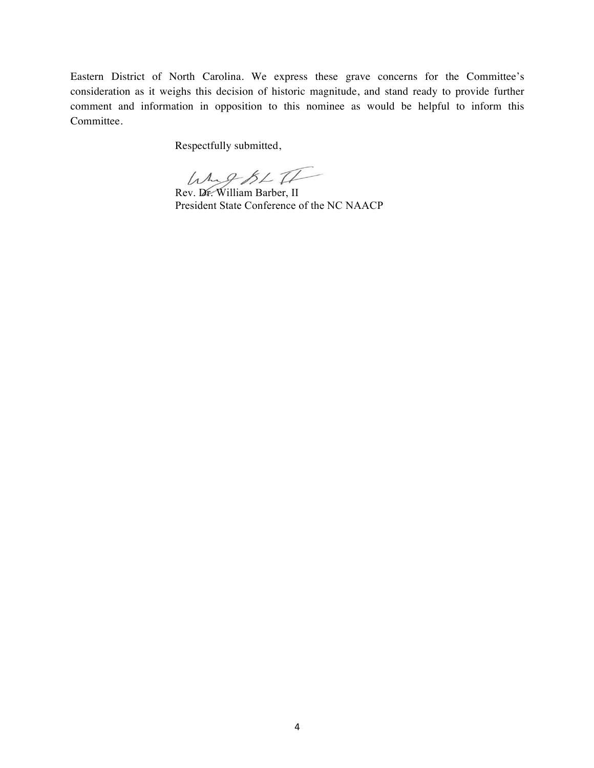Eastern District of North Carolina. We express these grave concerns for the Committee's consideration as it weighs this decision of historic magnitude, and stand ready to provide further comment and information in opposition to this nominee as would be helpful to inform this Committee.

Respectfully submitted,

Rev. Dr. William Barber, II
President State Conference of the NC NAACP